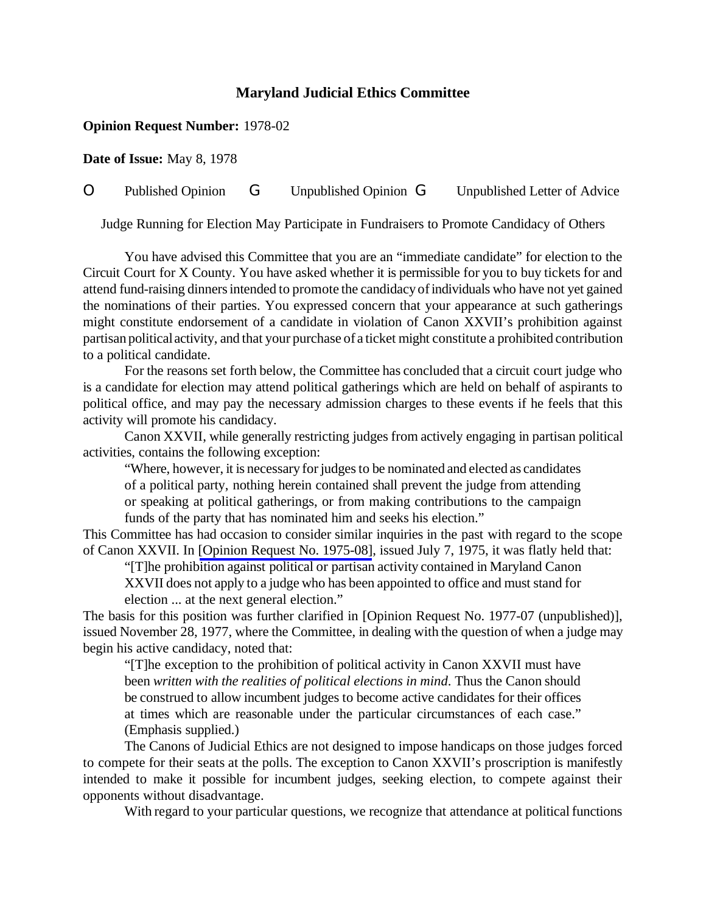# Maryland Judicial Ethics Committee

**Opinion Request Number:** 1978-02

**Date of Issue:** May 8, 1978

O Published Opinion G Unpublished Opinion G Unpublished Letter of Advice

Judge Running for Election May Participate in Fundraisers to Promote Candidacy of Others

You have advised this Committee that you are an "immediate candidate" for election to the Circuit Court for X County. You have asked whether it is permissible for you to buy tickets for and attend fund-raising dinners intended to promote the candidacy of individuals who have not yet gained the nominations of their parties. You expressed concern that your appearance at such gatherings might constitute endorsement of a candidate in violation of Canon XXVII's prohibition against partisan political activity, and that your purchase of a ticket might constitute a prohibited contribution to a political candidate.

For the reasons set forth below, the Committee has concluded that a circuit court judge who is a candidate for election may attend political gatherings which are held on behalf of aspirants to political office, and may pay the necessary admission charges to these events if he feels that this activity will promote his candidacy.

Canon XXVII, while generally restricting judges from actively engaging in partisan political activities, contains the following exception:

> "Where, however, it is necessary for judges to be nominated and elected as candidates of a political party, nothing herein contained shall prevent the judge from attending or speaking at political gatherings, or from making contributions to the campaign funds of the party that has nominated him and seeks his election."

This Committee has had occasion to consider similar inquiries in the past with regard to the scope of Canon XXVII. In [Opinion Request No. 1975-08], issued July 7, 1975, it was flatly held that:

> "[T]he prohibition against political or partisan activity contained in Maryland Canon XXVII does not apply to a judge who has been appointed to office and must stand for election ... at the next general election."

The basis for this position was further clarified in [Opinion Request No. 1977-07 (unpublished)], issued November 28, 1977, where the Committee, in dealing with the question of when a judge may begin his active candidacy, noted that:

> "[T]he exception to the prohibition of political activity in Canon XXVII must have been *written with the realities of political elections in mind*. Thus the Canon should be construed to allow incumbent judges to become active candidates for their offices at times which are reasonable under the particular circumstances of each case." (Emphasis supplied.)

The Canons of Judicial Ethics are not designed to impose handicaps on those judges forced to compete for their seats at the polls. The exception to Canon XXVII's proscription is manifestly intended to make it possible for incumbent judges, seeking election, to compete against their opponents without disadvantage.

With regard to your particular questions, we recognize that attendance at political functions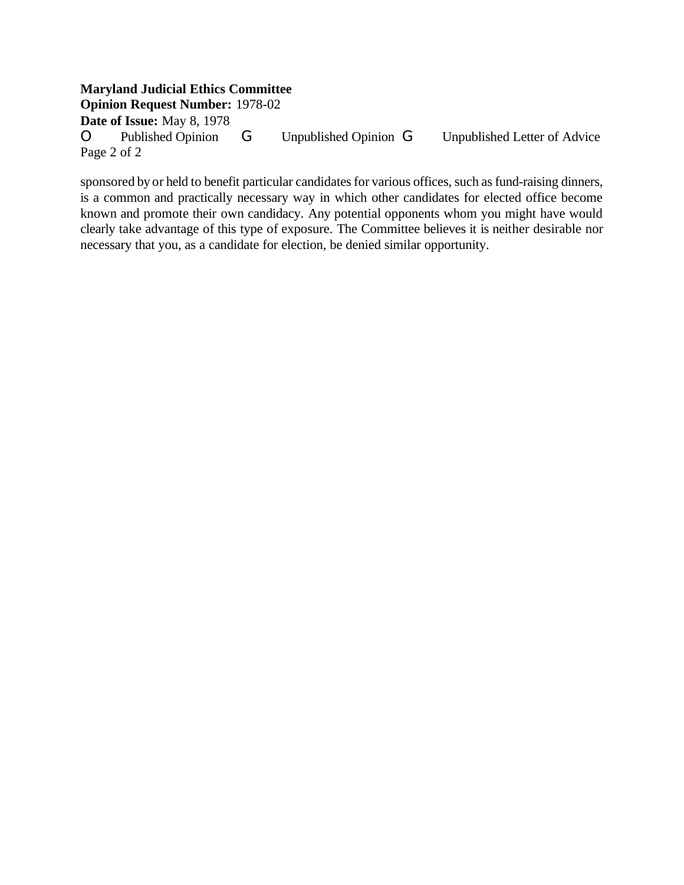sponsored by or held to benefit particular candidates for various offices, such as fund-raising dinners, is a common and practically necessary way in which other candidates for elected office become known and promote their own candidacy. Any potential opponents whom you might have would clearly take advantage of this type of exposure. The Committee believes it is neither desirable nor necessary that you, as a candidate for election, be denied similar opportunity.